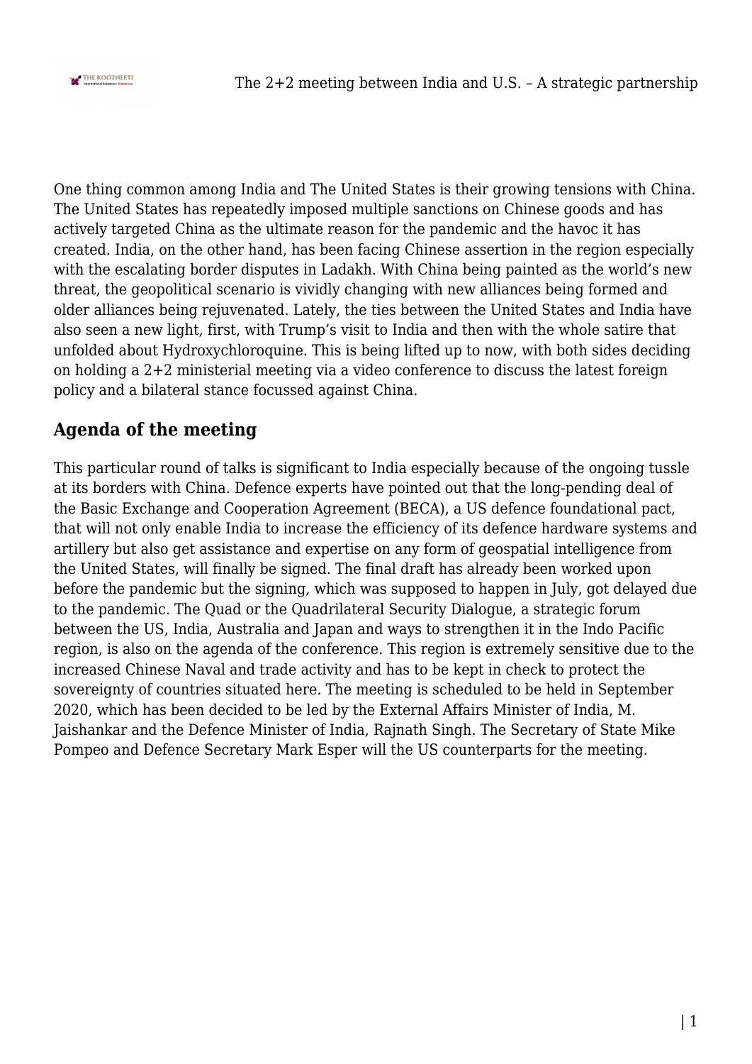One thing common among India and The United States is their growing tensions with China. The United States has repeatedly imposed multiple sanctions on Chinese goods and has actively targeted China as the ultimate reason for the pandemic and the havoc it has created. India, on the other hand, has been facing Chinese assertion in the region especially with the escalating border disputes in Ladakh. With China being painted as the world's new threat, the geopolitical scenario is vividly changing with new alliances being formed and older alliances being rejuvenated. Lately, the ties between the United States and India have also seen a new light, first, with Trump's visit to India and then with the whole satire that unfolded about Hydroxychloroquine. This is being lifted up to now, with both sides deciding on holding a 2+2 ministerial meeting via a video conference to discuss the latest foreign policy and a bilateral stance focussed against China.

## Agenda of the meeting

This particular round of talks is significant to India especially because of the ongoing tussle at its borders with China. Defence experts have pointed out that the long-pending deal of the Basic Exchange and Cooperation Agreement (BECA), a US defence foundational pact, that will not only enable India to increase the efficiency of its defence hardware systems and artillery but also get assistance and expertise on any form of geospatial intelligence from the United States, will finally be signed. The final draft has already been worked upon before the pandemic but the signing, which was supposed to happen in July, got delayed due to the pandemic. The Quad or the Quadrilateral Security Dialogue, a strategic forum between the US, India, Australia and Japan and ways to strengthen it in the Indo Pacific region, is also on the agenda of the conference. This region is extremely sensitive due to the increased Chinese Naval and trade activity and has to be kept in check to protect the sovereignty of countries situated here. The meeting is scheduled to be held in September 2020, which has been decided to be led by the External Affairs Minister of India, M. Jaishankar and the Defence Minister of India, Rajnath Singh. The Secretary of State Mike Pompeo and Defence Secretary Mark Esper will the US counterparts for the meeting.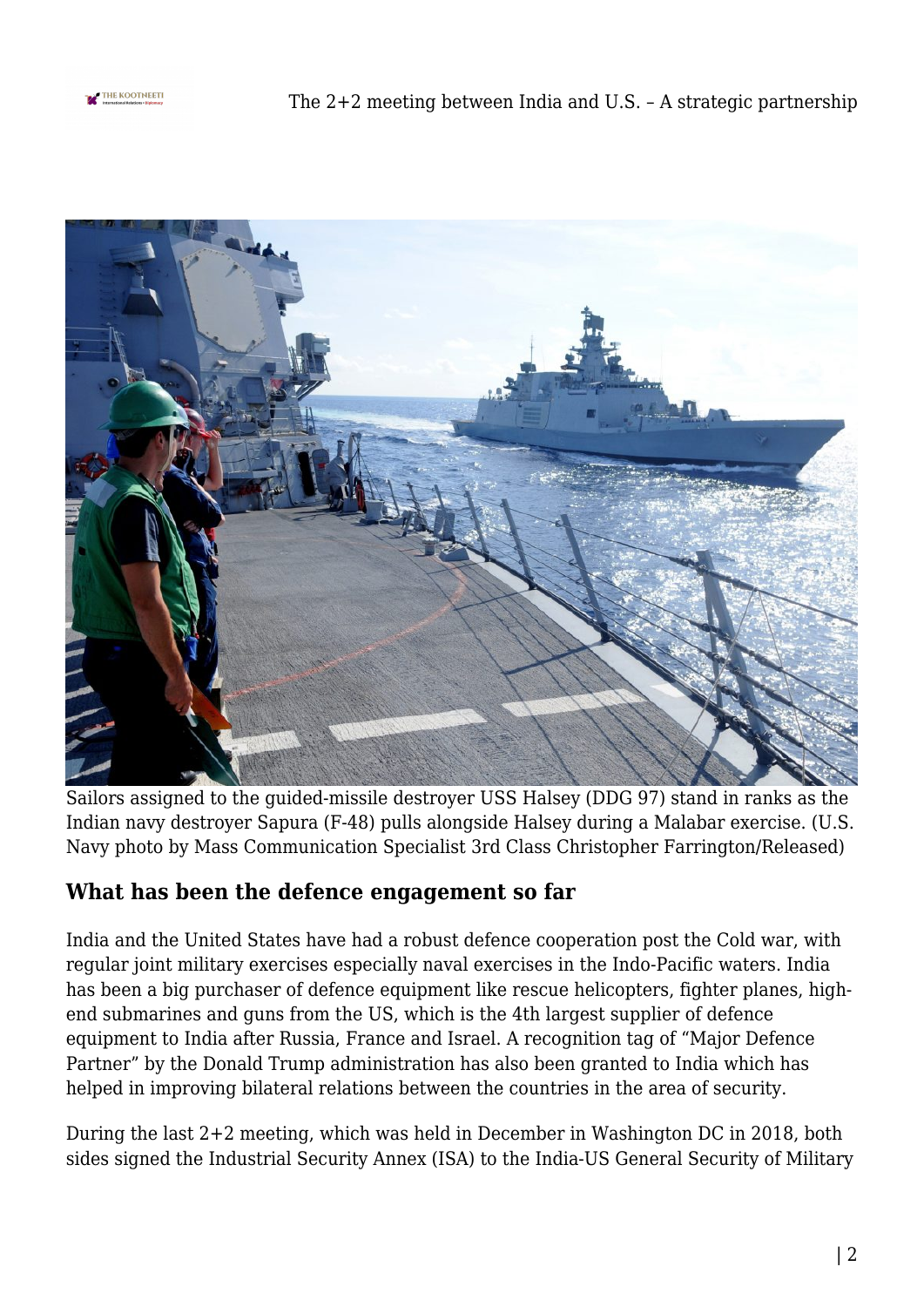Sailors assigned to the guided-missile destroyer USS Halsey (DDG 97) stand in ranks as the Indian navy destroyer Sapura (F-48) pulls alongside Halsey during a Malabar exercise. (U.S. Navy photo by Mass Communication Specialist 3rd Class Christopher Farrington/Released)

## What has been the defence engagement so far

India and the United States have had a robust defence cooperation post the Cold war, with regular joint military exercises especially naval exercises in the Indo-Pacific waters. India has been a big purchaser of defence equipment like rescue helicopters, fighter planes, high-end submarines and guns from the US, which is the 4th largest supplier of defence equipment to India after Russia, France and Israel. A recognition tag of "Major Defence Partner" by the Donald Trump administration has also been granted to India which has helped in improving bilateral relations between the countries in the area of security.

During the last 2+2 meeting, which was held in December in Washington DC in 2018, both sides signed the Industrial Security Annex (ISA) to the India-US General Security of Military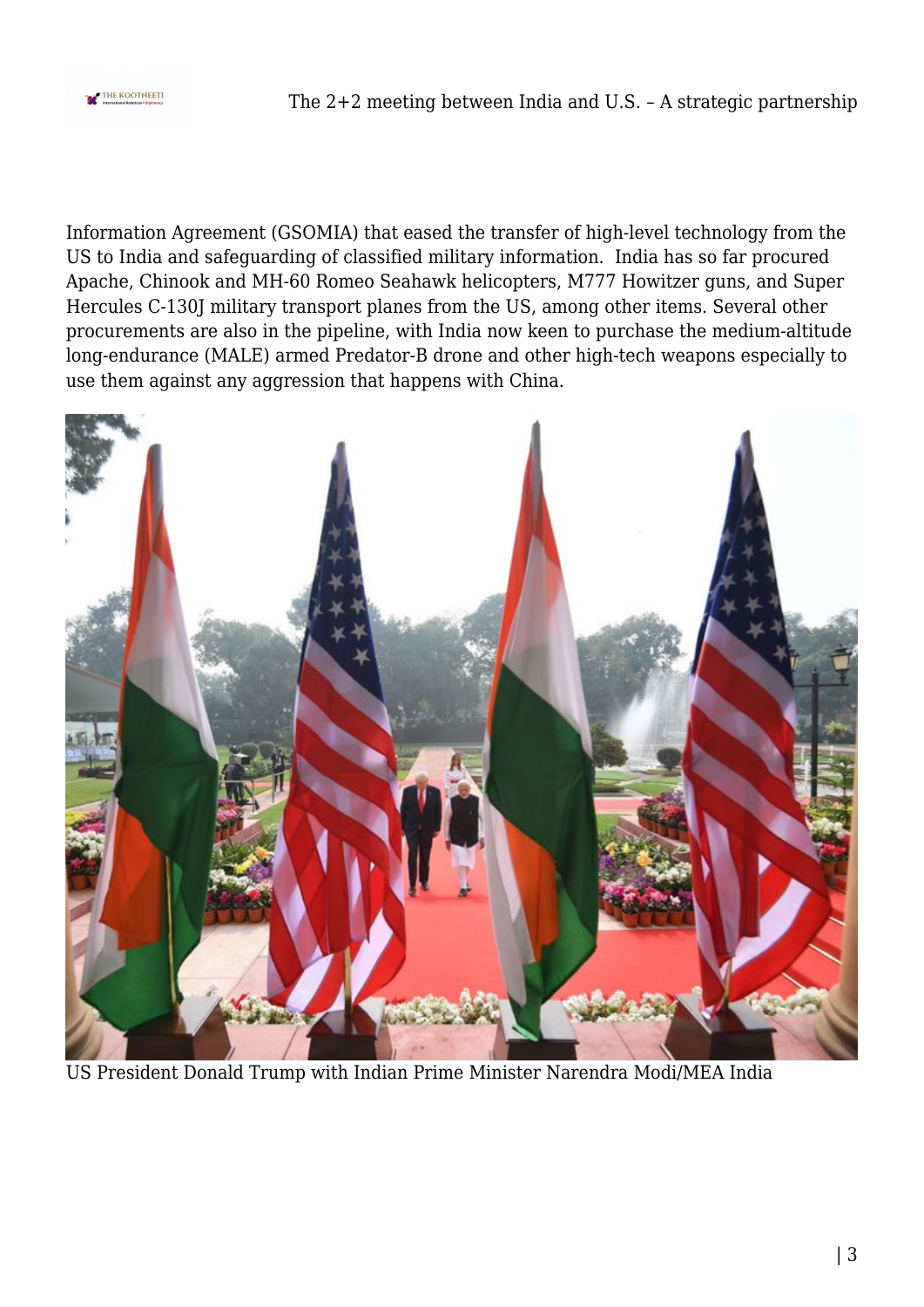Information Agreement (GSOMIA) that eased the transfer of high-level technology from the US to India and safeguarding of classified military information.  India has so far procured Apache, Chinook and MH-60 Romeo Seahawk helicopters, M777 Howitzer guns, and Super Hercules C-130J military transport planes from the US, among other items. Several other procurements are also in the pipeline, with India now keen to purchase the medium-altitude long-endurance (MALE) armed Predator-B drone and other high-tech weapons especially to use them against any aggression that happens with China.

US President Donald Trump with Indian Prime Minister Narendra Modi/MEA India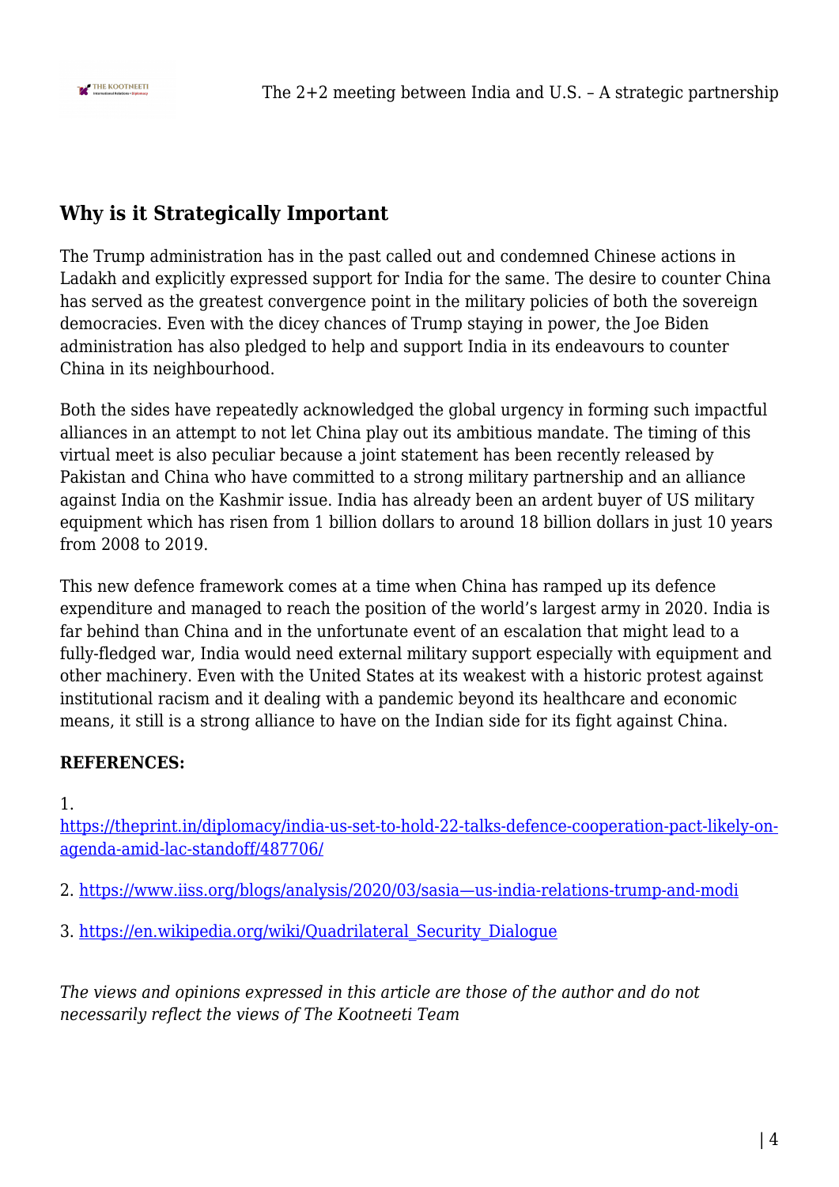## Why is it Strategically Important

The Trump administration has in the past called out and condemned Chinese actions in Ladakh and explicitly expressed support for India for the same. The desire to counter China has served as the greatest convergence point in the military policies of both the sovereign democracies. Even with the dicey chances of Trump staying in power, the Joe Biden administration has also pledged to help and support India in its endeavours to counter China in its neighbourhood.

Both the sides have repeatedly acknowledged the global urgency in forming such impactful alliances in an attempt to not let China play out its ambitious mandate. The timing of this virtual meet is also peculiar because a joint statement has been recently released by Pakistan and China who have committed to a strong military partnership and an alliance against India on the Kashmir issue. India has already been an ardent buyer of US military equipment which has risen from 1 billion dollars to around 18 billion dollars in just 10 years from 2008 to 2019.

This new defence framework comes at a time when China has ramped up its defence expenditure and managed to reach the position of the world's largest army in 2020. India is far behind than China and in the unfortunate event of an escalation that might lead to a fully-fledged war, India would need external military support especially with equipment and other machinery. Even with the United States at its weakest with a historic protest against institutional racism and it dealing with a pandemic beyond its healthcare and economic means, it still is a strong alliance to have on the Indian side for its fight against China.

**REFERENCES:**

1. https://theprint.in/diplomacy/india-us-set-to-hold-22-talks-defence-cooperation-pact-likely-on-agenda-amid-lac-standoff/487706/

2. https://www.iiss.org/blogs/analysis/2020/03/sasia—us-india-relations-trump-and-modi

3. https://en.wikipedia.org/wiki/Quadrilateral_Security_Dialogue

*The views and opinions expressed in this article are those of the author and do not necessarily reflect the views of The Kootneeti Team*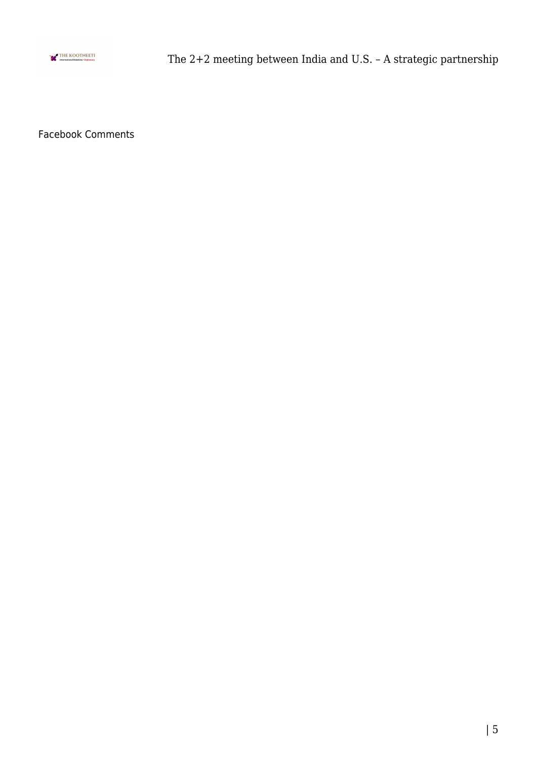Facebook Comments